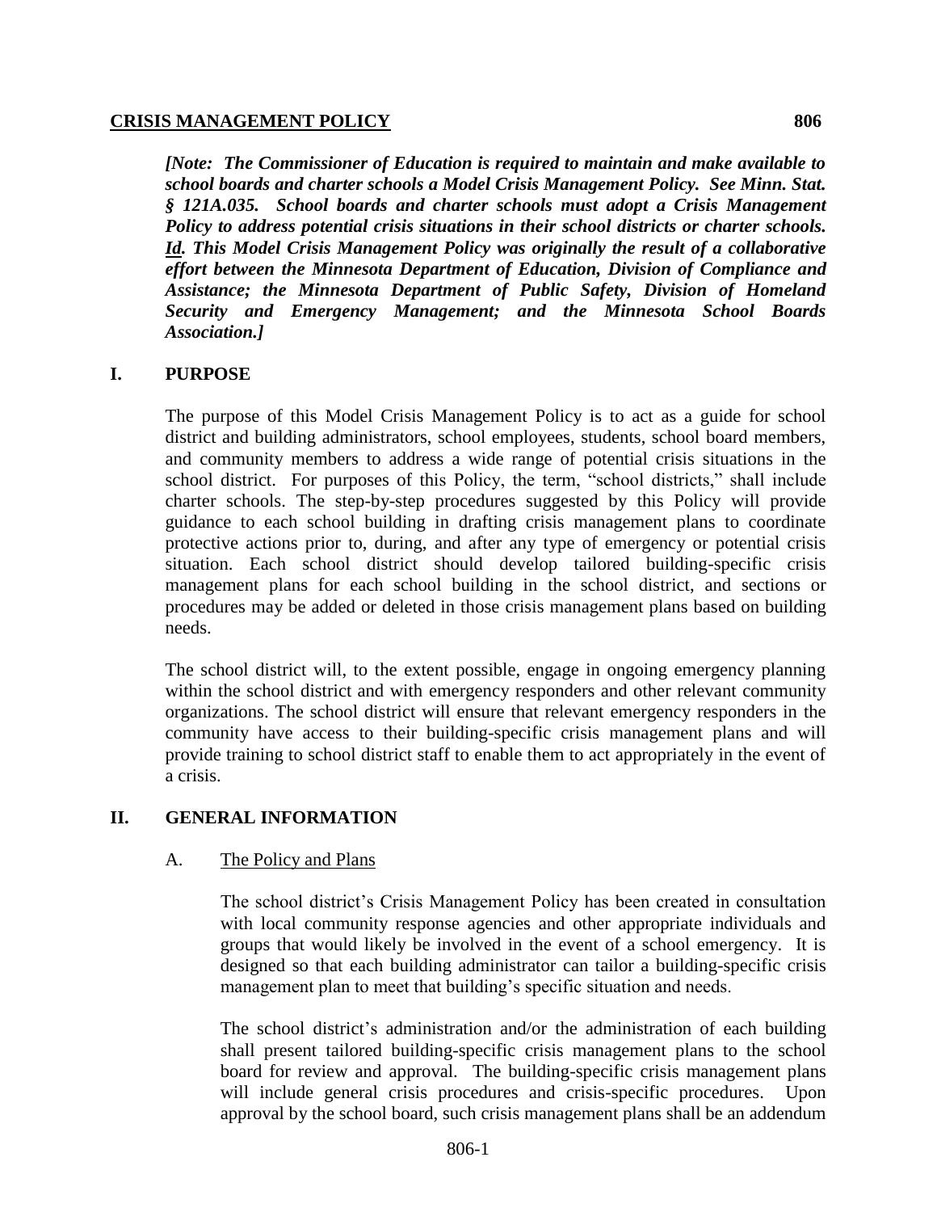**CRISIS MANAGEMENT POLICY** **806**

***[Note: The Commissioner of Education is required to maintain and make available to school boards and charter schools a Model Crisis Management Policy. See Minn. Stat. § 121A.035. School boards and charter schools must adopt a Crisis Management Policy to address potential crisis situations in their school districts or charter schools. Id. This Model Crisis Management Policy was originally the result of a collaborative effort between the Minnesota Department of Education, Division of Compliance and Assistance; the Minnesota Department of Public Safety, Division of Homeland Security and Emergency Management; and the Minnesota School Boards Association.]***

## I. PURPOSE

The purpose of this Model Crisis Management Policy is to act as a guide for school district and building administrators, school employees, students, school board members, and community members to address a wide range of potential crisis situations in the school district. For purposes of this Policy, the term, "school districts," shall include charter schools. The step-by-step procedures suggested by this Policy will provide guidance to each school building in drafting crisis management plans to coordinate protective actions prior to, during, and after any type of emergency or potential crisis situation. Each school district should develop tailored building-specific crisis management plans for each school building in the school district, and sections or procedures may be added or deleted in those crisis management plans based on building needs.

The school district will, to the extent possible, engage in ongoing emergency planning within the school district and with emergency responders and other relevant community organizations. The school district will ensure that relevant emergency responders in the community have access to their building-specific crisis management plans and will provide training to school district staff to enable them to act appropriately in the event of a crisis.

## II. GENERAL INFORMATION

### A. The Policy and Plans

The school district's Crisis Management Policy has been created in consultation with local community response agencies and other appropriate individuals and groups that would likely be involved in the event of a school emergency. It is designed so that each building administrator can tailor a building-specific crisis management plan to meet that building's specific situation and needs.

The school district's administration and/or the administration of each building shall present tailored building-specific crisis management plans to the school board for review and approval. The building-specific crisis management plans will include general crisis procedures and crisis-specific procedures. Upon approval by the school board, such crisis management plans shall be an addendum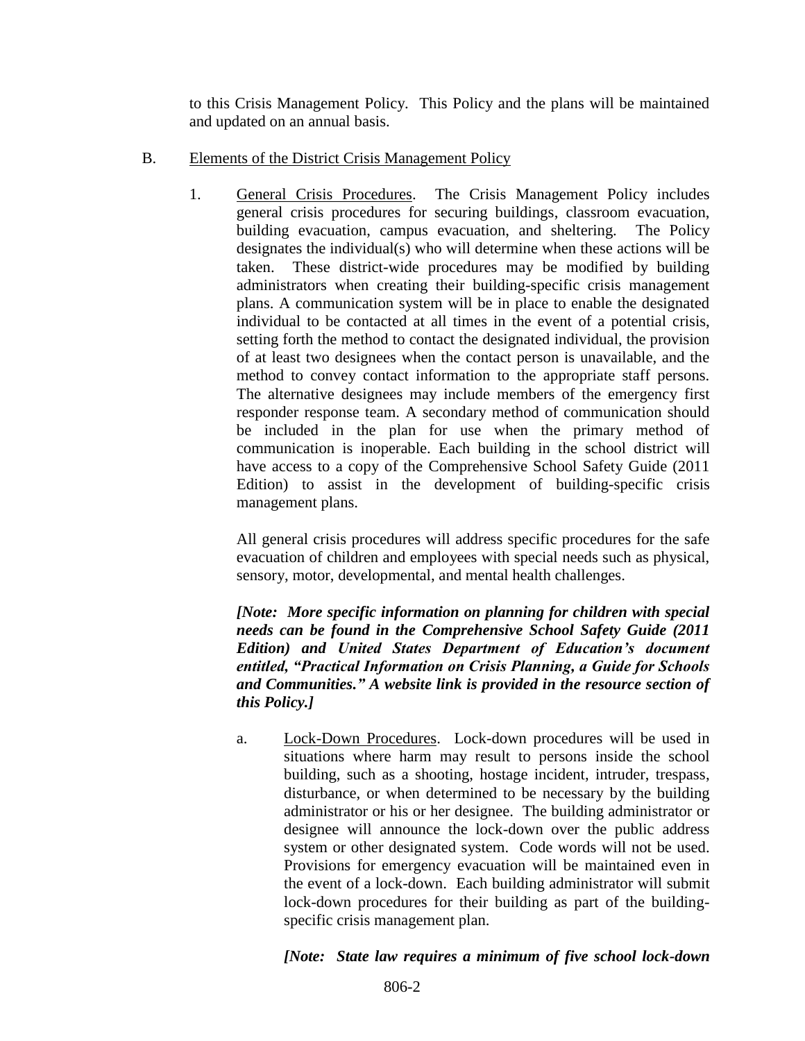to this Crisis Management Policy. This Policy and the plans will be maintained and updated on an annual basis.

B. Elements of the District Crisis Management Policy

1. General Crisis Procedures. The Crisis Management Policy includes general crisis procedures for securing buildings, classroom evacuation, building evacuation, campus evacuation, and sheltering. The Policy designates the individual(s) who will determine when these actions will be taken. These district-wide procedures may be modified by building administrators when creating their building-specific crisis management plans. A communication system will be in place to enable the designated individual to be contacted at all times in the event of a potential crisis, setting forth the method to contact the designated individual, the provision of at least two designees when the contact person is unavailable, and the method to convey contact information to the appropriate staff persons. The alternative designees may include members of the emergency first responder response team. A secondary method of communication should be included in the plan for use when the primary method of communication is inoperable. Each building in the school district will have access to a copy of the Comprehensive School Safety Guide (2011 Edition) to assist in the development of building-specific crisis management plans.

   All general crisis procedures will address specific procedures for the safe evacuation of children and employees with special needs such as physical, sensory, motor, developmental, and mental health challenges.

   ***[Note: More specific information on planning for children with special needs can be found in the Comprehensive School Safety Guide (2011 Edition) and United States Department of Education's document entitled, "Practical Information on Crisis Planning, a Guide for Schools and Communities." A website link is provided in the resource section of this Policy.]***

   a. Lock-Down Procedures. Lock-down procedures will be used in situations where harm may result to persons inside the school building, such as a shooting, hostage incident, intruder, trespass, disturbance, or when determined to be necessary by the building administrator or his or her designee. The building administrator or designee will announce the lock-down over the public address system or other designated system. Code words will not be used. Provisions for emergency evacuation will be maintained even in the event of a lock-down. Each building administrator will submit lock-down procedures for their building as part of the building-specific crisis management plan.

      ***[Note: State law requires a minimum of five school lock-down***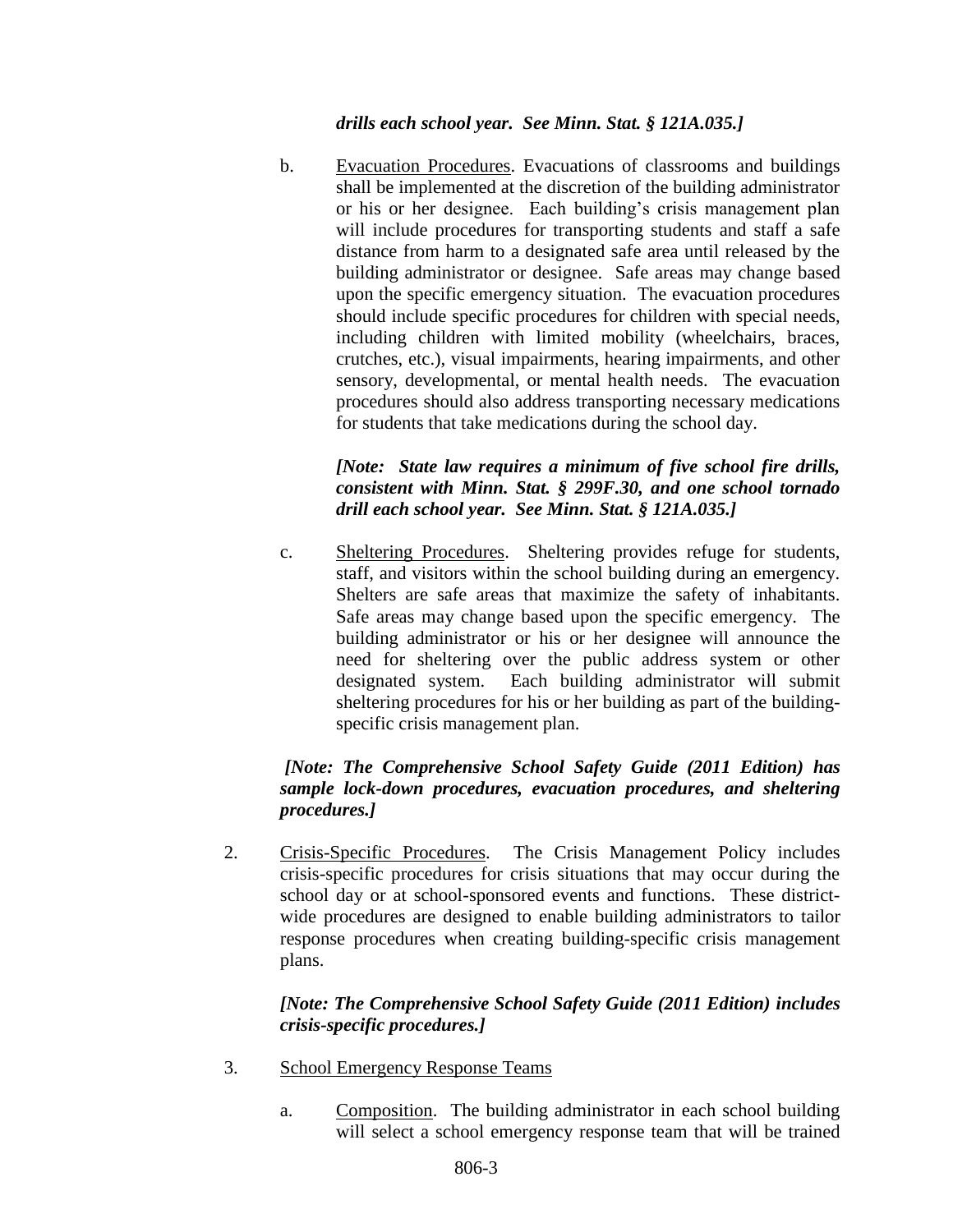***drills each school year. See Minn. Stat. § 121A.035.]***

b. Evacuation Procedures. Evacuations of classrooms and buildings shall be implemented at the discretion of the building administrator or his or her designee. Each building's crisis management plan will include procedures for transporting students and staff a safe distance from harm to a designated safe area until released by the building administrator or designee. Safe areas may change based upon the specific emergency situation. The evacuation procedures should include specific procedures for children with special needs, including children with limited mobility (wheelchairs, braces, crutches, etc.), visual impairments, hearing impairments, and other sensory, developmental, or mental health needs. The evacuation procedures should also address transporting necessary medications for students that take medications during the school day.

***[Note: State law requires a minimum of five school fire drills, consistent with Minn. Stat. § 299F.30, and one school tornado drill each school year. See Minn. Stat. § 121A.035.]***

c. Sheltering Procedures. Sheltering provides refuge for students, staff, and visitors within the school building during an emergency. Shelters are safe areas that maximize the safety of inhabitants. Safe areas may change based upon the specific emergency. The building administrator or his or her designee will announce the need for sheltering over the public address system or other designated system. Each building administrator will submit sheltering procedures for his or her building as part of the building-specific crisis management plan.

***[Note: The Comprehensive School Safety Guide (2011 Edition) has sample lock-down procedures, evacuation procedures, and sheltering procedures.]***

2. Crisis-Specific Procedures. The Crisis Management Policy includes crisis-specific procedures for crisis situations that may occur during the school day or at school-sponsored events and functions. These district-wide procedures are designed to enable building administrators to tailor response procedures when creating building-specific crisis management plans.

***[Note: The Comprehensive School Safety Guide (2011 Edition) includes crisis-specific procedures.]***

3. School Emergency Response Teams

a. Composition. The building administrator in each school building will select a school emergency response team that will be trained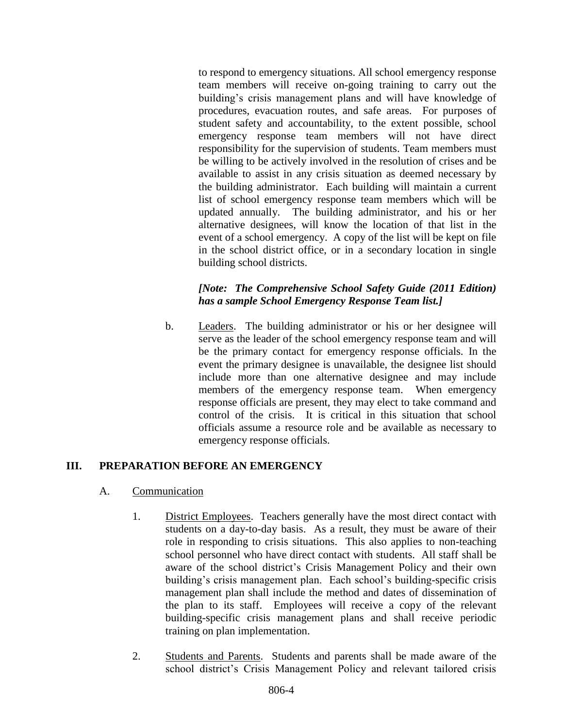to respond to emergency situations. All school emergency response team members will receive on-going training to carry out the building's crisis management plans and will have knowledge of procedures, evacuation routes, and safe areas. For purposes of student safety and accountability, to the extent possible, school emergency response team members will not have direct responsibility for the supervision of students. Team members must be willing to be actively involved in the resolution of crises and be available to assist in any crisis situation as deemed necessary by the building administrator. Each building will maintain a current list of school emergency response team members which will be updated annually. The building administrator, and his or her alternative designees, will know the location of that list in the event of a school emergency. A copy of the list will be kept on file in the school district office, or in a secondary location in single building school districts.

***[Note: The Comprehensive School Safety Guide (2011 Edition) has a sample School Emergency Response Team list.]***

b. Leaders. The building administrator or his or her designee will serve as the leader of the school emergency response team and will be the primary contact for emergency response officials. In the event the primary designee is unavailable, the designee list should include more than one alternative designee and may include members of the emergency response team. When emergency response officials are present, they may elect to take command and control of the crisis. It is critical in this situation that school officials assume a resource role and be available as necessary to emergency response officials.

## III. PREPARATION BEFORE AN EMERGENCY

### A. Communication

1. District Employees. Teachers generally have the most direct contact with students on a day-to-day basis. As a result, they must be aware of their role in responding to crisis situations. This also applies to non-teaching school personnel who have direct contact with students. All staff shall be aware of the school district's Crisis Management Policy and their own building's crisis management plan. Each school's building-specific crisis management plan shall include the method and dates of dissemination of the plan to its staff. Employees will receive a copy of the relevant building-specific crisis management plans and shall receive periodic training on plan implementation.

2. Students and Parents. Students and parents shall be made aware of the school district's Crisis Management Policy and relevant tailored crisis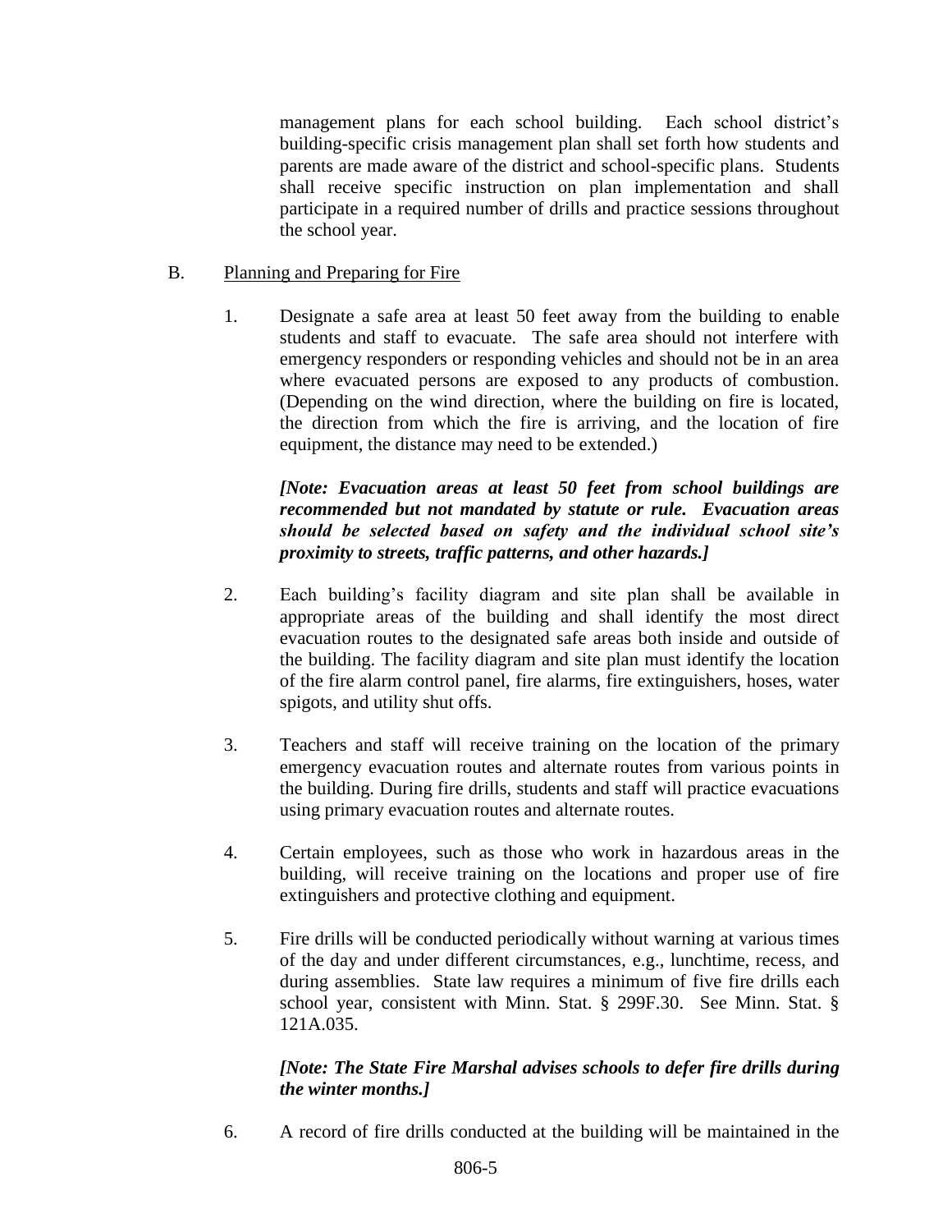management plans for each school building. Each school district's building-specific crisis management plan shall set forth how students and parents are made aware of the district and school-specific plans. Students shall receive specific instruction on plan implementation and shall participate in a required number of drills and practice sessions throughout the school year.

B. <u>Planning and Preparing for Fire</u>

1. Designate a safe area at least 50 feet away from the building to enable students and staff to evacuate. The safe area should not interfere with emergency responders or responding vehicles and should not be in an area where evacuated persons are exposed to any products of combustion. (Depending on the wind direction, where the building on fire is located, the direction from which the fire is arriving, and the location of fire equipment, the distance may need to be extended.)

   ***[Note: Evacuation areas at least 50 feet from school buildings are recommended but not mandated by statute or rule. Evacuation areas should be selected based on safety and the individual school site's proximity to streets, traffic patterns, and other hazards.]***

2. Each building's facility diagram and site plan shall be available in appropriate areas of the building and shall identify the most direct evacuation routes to the designated safe areas both inside and outside of the building. The facility diagram and site plan must identify the location of the fire alarm control panel, fire alarms, fire extinguishers, hoses, water spigots, and utility shut offs.

3. Teachers and staff will receive training on the location of the primary emergency evacuation routes and alternate routes from various points in the building. During fire drills, students and staff will practice evacuations using primary evacuation routes and alternate routes.

4. Certain employees, such as those who work in hazardous areas in the building, will receive training on the locations and proper use of fire extinguishers and protective clothing and equipment.

5. Fire drills will be conducted periodically without warning at various times of the day and under different circumstances, e.g., lunchtime, recess, and during assemblies. State law requires a minimum of five fire drills each school year, consistent with Minn. Stat. § 299F.30. See Minn. Stat. § 121A.035.

   ***[Note: The State Fire Marshal advises schools to defer fire drills during the winter months.]***

6. A record of fire drills conducted at the building will be maintained in the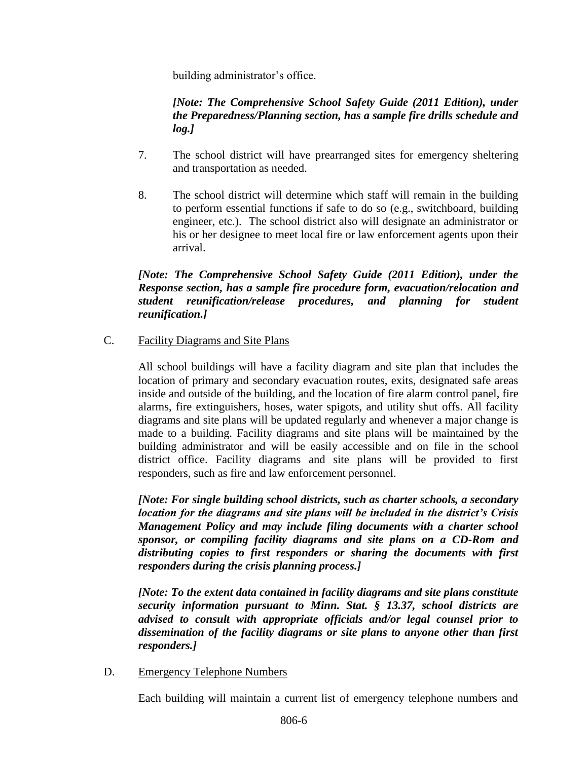building administrator's office.

***[Note: The Comprehensive School Safety Guide (2011 Edition), under the Preparedness/Planning section, has a sample fire drills schedule and log.]***

7. The school district will have prearranged sites for emergency sheltering and transportation as needed.

8. The school district will determine which staff will remain in the building to perform essential functions if safe to do so (e.g., switchboard, building engineer, etc.). The school district also will designate an administrator or his or her designee to meet local fire or law enforcement agents upon their arrival.

***[Note: The Comprehensive School Safety Guide (2011 Edition), under the Response section, has a sample fire procedure form, evacuation/relocation and student reunification/release procedures, and planning for student reunification.]***

C. <u>Facility Diagrams and Site Plans</u>

All school buildings will have a facility diagram and site plan that includes the location of primary and secondary evacuation routes, exits, designated safe areas inside and outside of the building, and the location of fire alarm control panel, fire alarms, fire extinguishers, hoses, water spigots, and utility shut offs. All facility diagrams and site plans will be updated regularly and whenever a major change is made to a building. Facility diagrams and site plans will be maintained by the building administrator and will be easily accessible and on file in the school district office. Facility diagrams and site plans will be provided to first responders, such as fire and law enforcement personnel.

***[Note: For single building school districts, such as charter schools, a secondary location for the diagrams and site plans will be included in the district's Crisis Management Policy and may include filing documents with a charter school sponsor, or compiling facility diagrams and site plans on a CD-Rom and distributing copies to first responders or sharing the documents with first responders during the crisis planning process.]***

***[Note: To the extent data contained in facility diagrams and site plans constitute security information pursuant to Minn. Stat. § 13.37, school districts are advised to consult with appropriate officials and/or legal counsel prior to dissemination of the facility diagrams or site plans to anyone other than first responders.]***

D. <u>Emergency Telephone Numbers</u>

Each building will maintain a current list of emergency telephone numbers and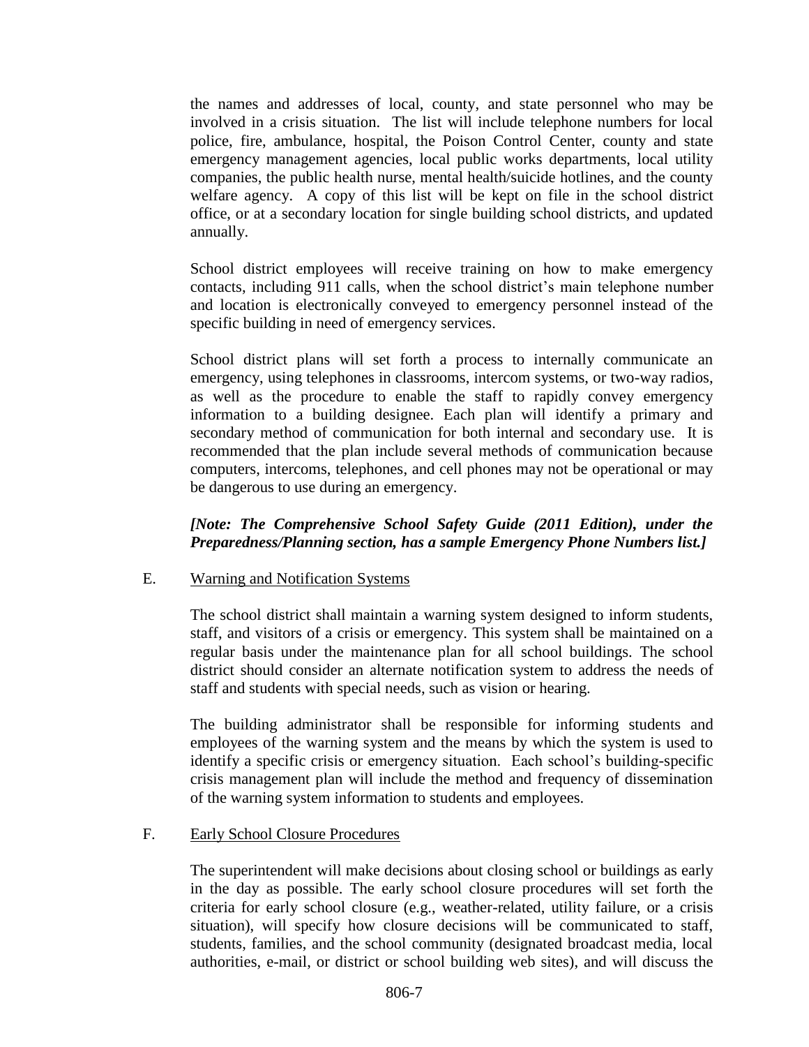the names and addresses of local, county, and state personnel who may be involved in a crisis situation. The list will include telephone numbers for local police, fire, ambulance, hospital, the Poison Control Center, county and state emergency management agencies, local public works departments, local utility companies, the public health nurse, mental health/suicide hotlines, and the county welfare agency. A copy of this list will be kept on file in the school district office, or at a secondary location for single building school districts, and updated annually.

School district employees will receive training on how to make emergency contacts, including 911 calls, when the school district's main telephone number and location is electronically conveyed to emergency personnel instead of the specific building in need of emergency services.

School district plans will set forth a process to internally communicate an emergency, using telephones in classrooms, intercom systems, or two-way radios, as well as the procedure to enable the staff to rapidly convey emergency information to a building designee. Each plan will identify a primary and secondary method of communication for both internal and secondary use. It is recommended that the plan include several methods of communication because computers, intercoms, telephones, and cell phones may not be operational or may be dangerous to use during an emergency.

***[Note: The Comprehensive School Safety Guide (2011 Edition), under the Preparedness/Planning section, has a sample Emergency Phone Numbers list.]***

E. <u>Warning and Notification Systems</u>

The school district shall maintain a warning system designed to inform students, staff, and visitors of a crisis or emergency. This system shall be maintained on a regular basis under the maintenance plan for all school buildings. The school district should consider an alternate notification system to address the needs of staff and students with special needs, such as vision or hearing.

The building administrator shall be responsible for informing students and employees of the warning system and the means by which the system is used to identify a specific crisis or emergency situation. Each school's building-specific crisis management plan will include the method and frequency of dissemination of the warning system information to students and employees.

F. <u>Early School Closure Procedures</u>

The superintendent will make decisions about closing school or buildings as early in the day as possible. The early school closure procedures will set forth the criteria for early school closure (e.g., weather-related, utility failure, or a crisis situation), will specify how closure decisions will be communicated to staff, students, families, and the school community (designated broadcast media, local authorities, e-mail, or district or school building web sites), and will discuss the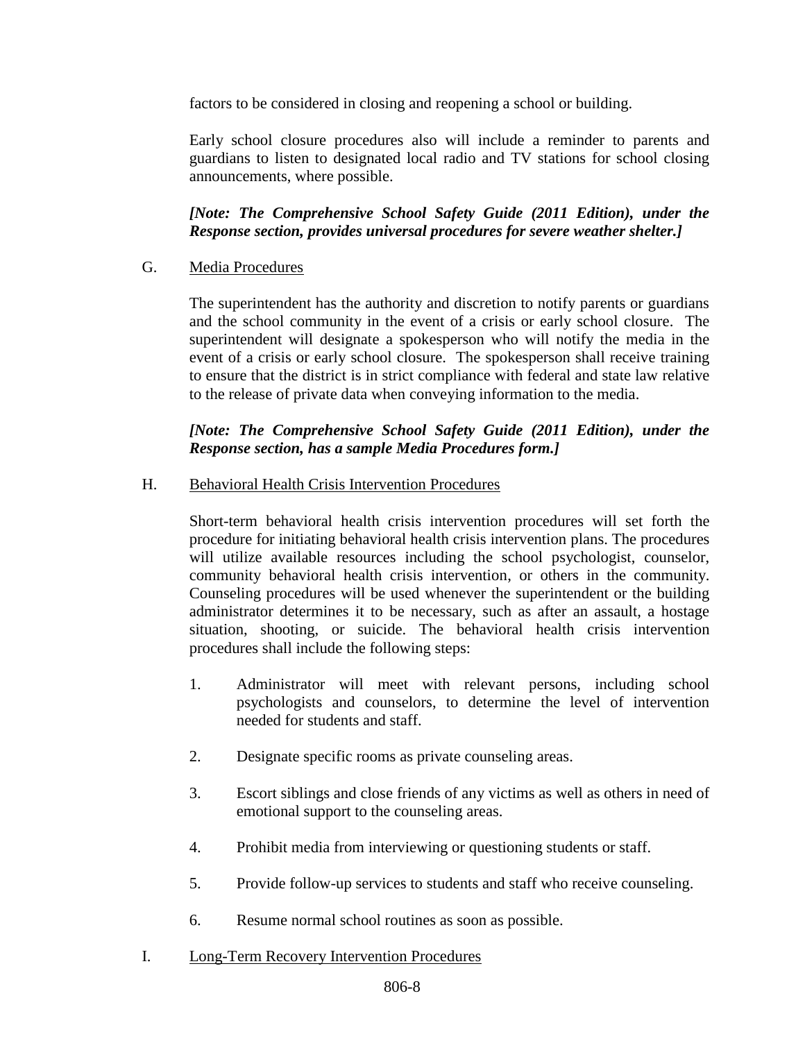factors to be considered in closing and reopening a school or building.

Early school closure procedures also will include a reminder to parents and guardians to listen to designated local radio and TV stations for school closing announcements, where possible.

***[Note: The Comprehensive School Safety Guide (2011 Edition), under the Response section, provides universal procedures for severe weather shelter.]***

G. <u>Media Procedures</u>

The superintendent has the authority and discretion to notify parents or guardians and the school community in the event of a crisis or early school closure. The superintendent will designate a spokesperson who will notify the media in the event of a crisis or early school closure. The spokesperson shall receive training to ensure that the district is in strict compliance with federal and state law relative to the release of private data when conveying information to the media.

***[Note: The Comprehensive School Safety Guide (2011 Edition), under the Response section, has a sample Media Procedures form.]***

H. <u>Behavioral Health Crisis Intervention Procedures</u>

Short-term behavioral health crisis intervention procedures will set forth the procedure for initiating behavioral health crisis intervention plans. The procedures will utilize available resources including the school psychologist, counselor, community behavioral health crisis intervention, or others in the community. Counseling procedures will be used whenever the superintendent or the building administrator determines it to be necessary, such as after an assault, a hostage situation, shooting, or suicide. The behavioral health crisis intervention procedures shall include the following steps:

1. Administrator will meet with relevant persons, including school psychologists and counselors, to determine the level of intervention needed for students and staff.

2. Designate specific rooms as private counseling areas.

3. Escort siblings and close friends of any victims as well as others in need of emotional support to the counseling areas.

4. Prohibit media from interviewing or questioning students or staff.

5. Provide follow-up services to students and staff who receive counseling.

6. Resume normal school routines as soon as possible.

I. <u>Long-Term Recovery Intervention Procedures</u>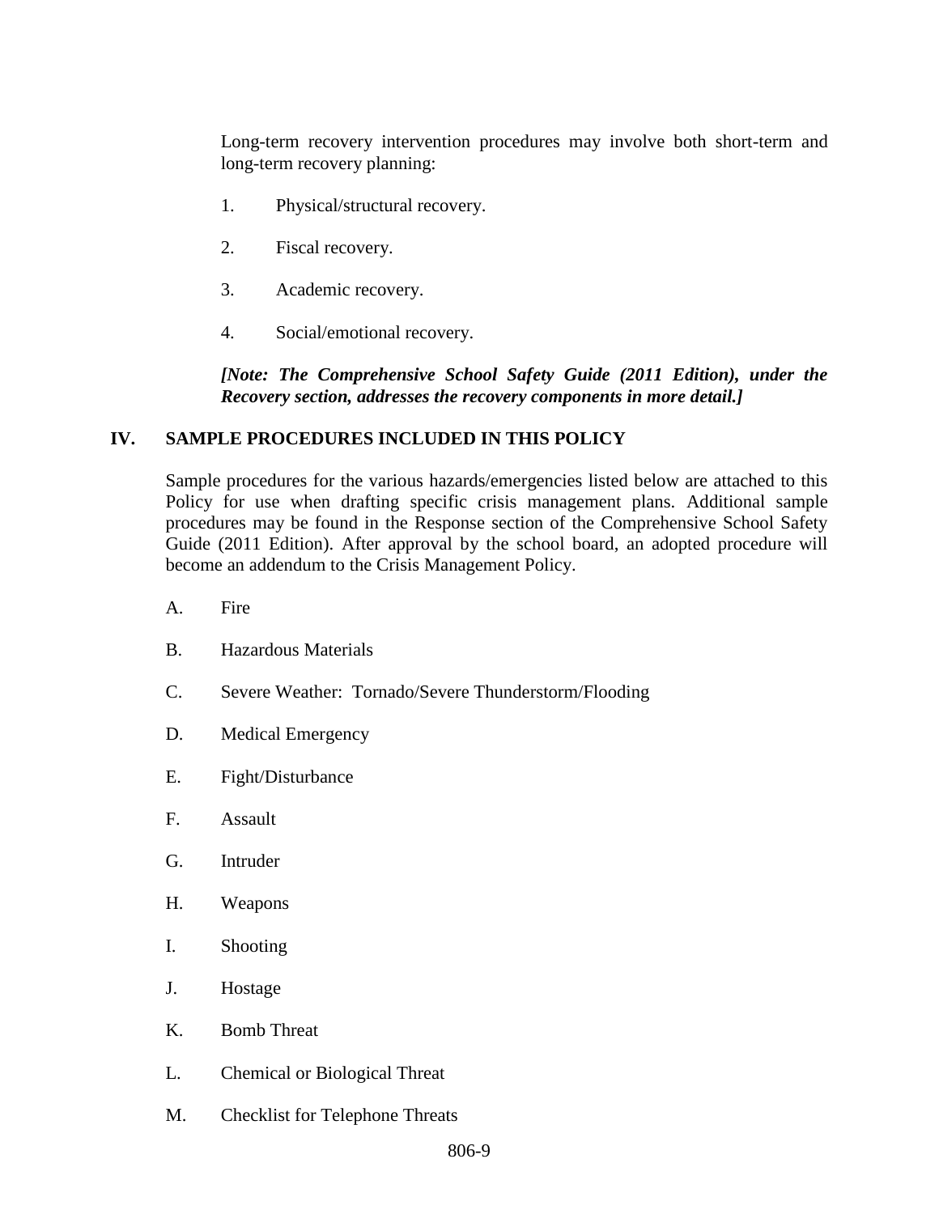Long-term recovery intervention procedures may involve both short-term and long-term recovery planning:

1. Physical/structural recovery.

2. Fiscal recovery.

3. Academic recovery.

4. Social/emotional recovery.

***[Note: The Comprehensive School Safety Guide (2011 Edition), under the Recovery section, addresses the recovery components in more detail.]***

## IV. SAMPLE PROCEDURES INCLUDED IN THIS POLICY

Sample procedures for the various hazards/emergencies listed below are attached to this Policy for use when drafting specific crisis management plans. Additional sample procedures may be found in the Response section of the Comprehensive School Safety Guide (2011 Edition). After approval by the school board, an adopted procedure will become an addendum to the Crisis Management Policy.

A. Fire

B. Hazardous Materials

C. Severe Weather: Tornado/Severe Thunderstorm/Flooding

D. Medical Emergency

E. Fight/Disturbance

F. Assault

G. Intruder

H. Weapons

I. Shooting

J. Hostage

K. Bomb Threat

L. Chemical or Biological Threat

M. Checklist for Telephone Threats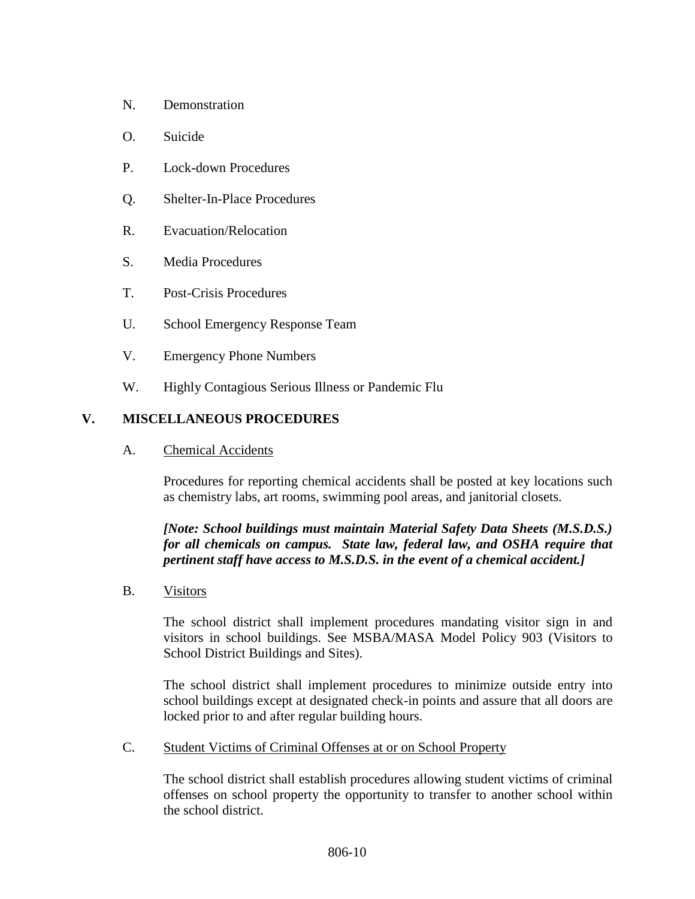N. Demonstration

O. Suicide

P. Lock-down Procedures

Q. Shelter-In-Place Procedures

R. Evacuation/Relocation

S. Media Procedures

T. Post-Crisis Procedures

U. School Emergency Response Team

V. Emergency Phone Numbers

W. Highly Contagious Serious Illness or Pandemic Flu

## V. MISCELLANEOUS PROCEDURES

A. Chemical Accidents

Procedures for reporting chemical accidents shall be posted at key locations such as chemistry labs, art rooms, swimming pool areas, and janitorial closets.

***[Note: School buildings must maintain Material Safety Data Sheets (M.S.D.S.) for all chemicals on campus. State law, federal law, and OSHA require that pertinent staff have access to M.S.D.S. in the event of a chemical accident.]***

B. Visitors

The school district shall implement procedures mandating visitor sign in and visitors in school buildings. See MSBA/MASA Model Policy 903 (Visitors to School District Buildings and Sites).

The school district shall implement procedures to minimize outside entry into school buildings except at designated check-in points and assure that all doors are locked prior to and after regular building hours.

C. Student Victims of Criminal Offenses at or on School Property

The school district shall establish procedures allowing student victims of criminal offenses on school property the opportunity to transfer to another school within the school district.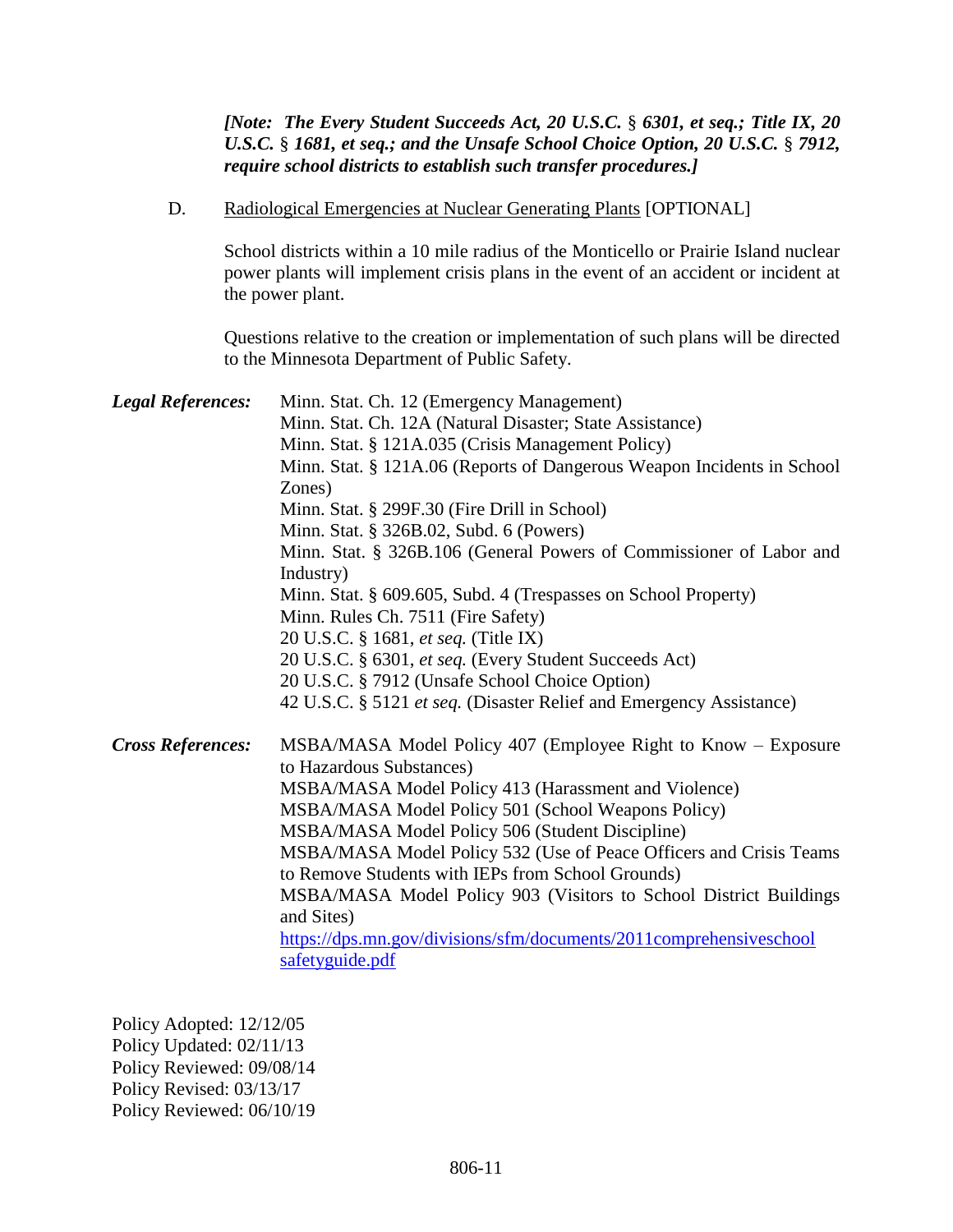***[Note: The Every Student Succeeds Act, 20 U.S.C. § 6301, et seq.; Title IX, 20 U.S.C. § 1681, et seq.; and the Unsafe School Choice Option, 20 U.S.C. § 7912, require school districts to establish such transfer procedures.]***

D. Radiological Emergencies at Nuclear Generating Plants [OPTIONAL]

School districts within a 10 mile radius of the Monticello or Prairie Island nuclear power plants will implement crisis plans in the event of an accident or incident at the power plant.

Questions relative to the creation or implementation of such plans will be directed to the Minnesota Department of Public Safety.

***Legal References:***

Minn. Stat. Ch. 12 (Emergency Management)
Minn. Stat. Ch. 12A (Natural Disaster; State Assistance)
Minn. Stat. § 121A.035 (Crisis Management Policy)
Minn. Stat. § 121A.06 (Reports of Dangerous Weapon Incidents in School Zones)
Minn. Stat. § 299F.30 (Fire Drill in School)
Minn. Stat. § 326B.02, Subd. 6 (Powers)
Minn. Stat. § 326B.106 (General Powers of Commissioner of Labor and Industry)
Minn. Stat. § 609.605, Subd. 4 (Trespasses on School Property)
Minn. Rules Ch. 7511 (Fire Safety)
20 U.S.C. § 1681, *et seq.* (Title IX)
20 U.S.C. § 6301, *et seq.* (Every Student Succeeds Act)
20 U.S.C. § 7912 (Unsafe School Choice Option)
42 U.S.C. § 5121 *et seq.* (Disaster Relief and Emergency Assistance)

***Cross References:***

MSBA/MASA Model Policy 407 (Employee Right to Know – Exposure to Hazardous Substances)
MSBA/MASA Model Policy 413 (Harassment and Violence)
MSBA/MASA Model Policy 501 (School Weapons Policy)
MSBA/MASA Model Policy 506 (Student Discipline)
MSBA/MASA Model Policy 532 (Use of Peace Officers and Crisis Teams to Remove Students with IEPs from School Grounds)
MSBA/MASA Model Policy 903 (Visitors to School District Buildings and Sites)
https://dps.mn.gov/divisions/sfm/documents/2011comprehensiveschoolsafetyguide.pdf

Policy Adopted: 12/12/05
Policy Updated: 02/11/13
Policy Reviewed: 09/08/14
Policy Revised: 03/13/17
Policy Reviewed: 06/10/19